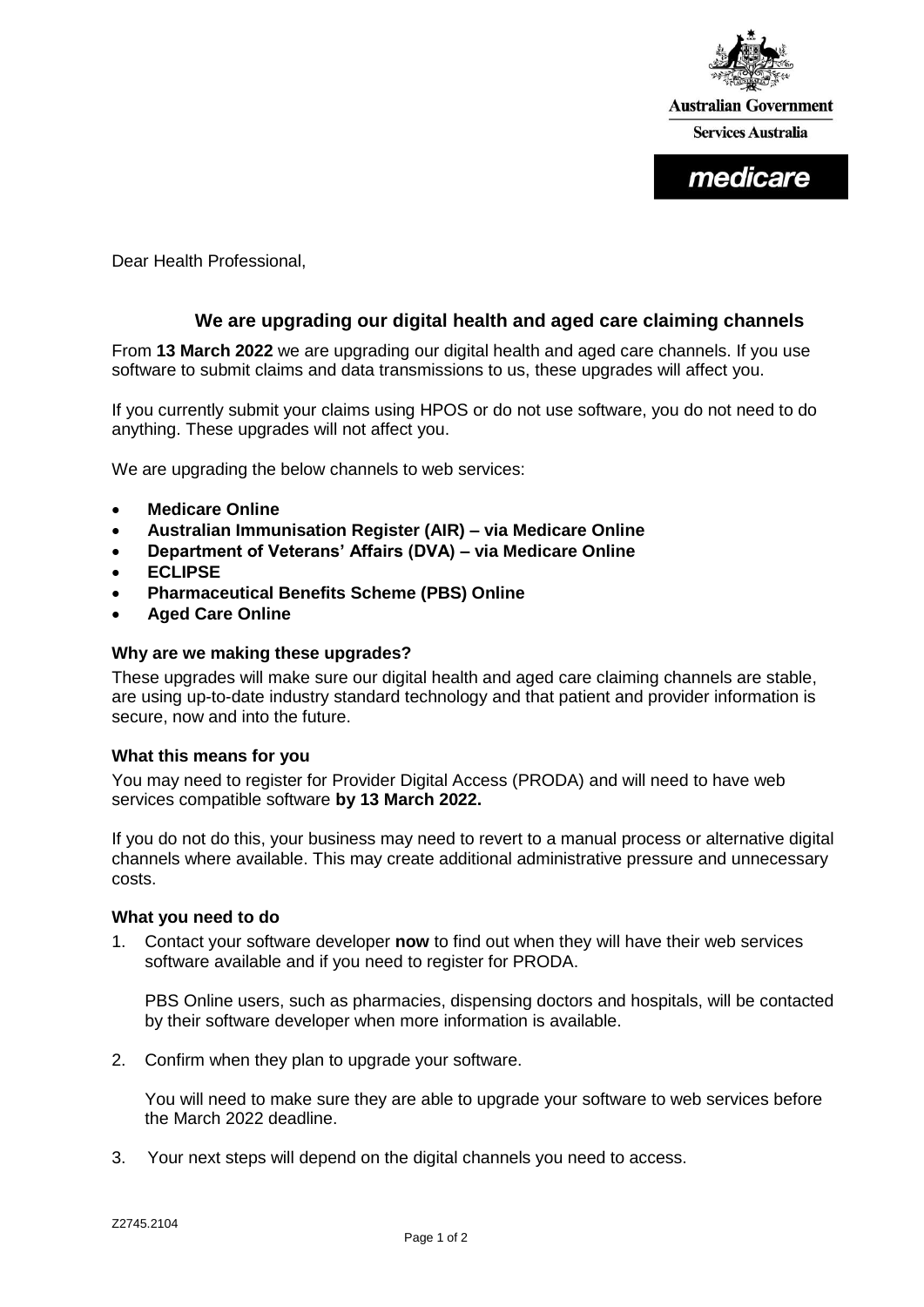Australian Government

Services Australia

medicare

Dear Health Professional,

## We are upgrading our digital health and aged care claiming channels

From **13 March 2022** we are upgrading our digital health and aged care channels. If you use software to submit claims and data transmissions to us, these upgrades will affect you.

If you currently submit your claims using HPOS or do not use software, you do not need to do anything. These upgrades will not affect you.

We are upgrading the below channels to web services:

- **Medicare Online**
- **Australian Immunisation Register (AIR) – via Medicare Online**
- **Department of Veterans' Affairs (DVA) – via Medicare Online**
- **ECLIPSE**
- **Pharmaceutical Benefits Scheme (PBS) Online**
- **Aged Care Online**

### Why are we making these upgrades?

These upgrades will make sure our digital health and aged care claiming channels are stable, are using up-to-date industry standard technology and that patient and provider information is secure, now and into the future.

### What this means for you

You may need to register for Provider Digital Access (PRODA) and will need to have web services compatible software **by 13 March 2022.**

If you do not do this, your business may need to revert to a manual process or alternative digital channels where available. This may create additional administrative pressure and unnecessary costs.

### What you need to do

1. Contact your software developer **now** to find out when they will have their web services software available and if you need to register for PRODA.

   PBS Online users, such as pharmacies, dispensing doctors and hospitals, will be contacted by their software developer when more information is available.

2. Confirm when they plan to upgrade your software.

   You will need to make sure they are able to upgrade your software to web services before the March 2022 deadline.

3. Your next steps will depend on the digital channels you need to access.

Z2745.2104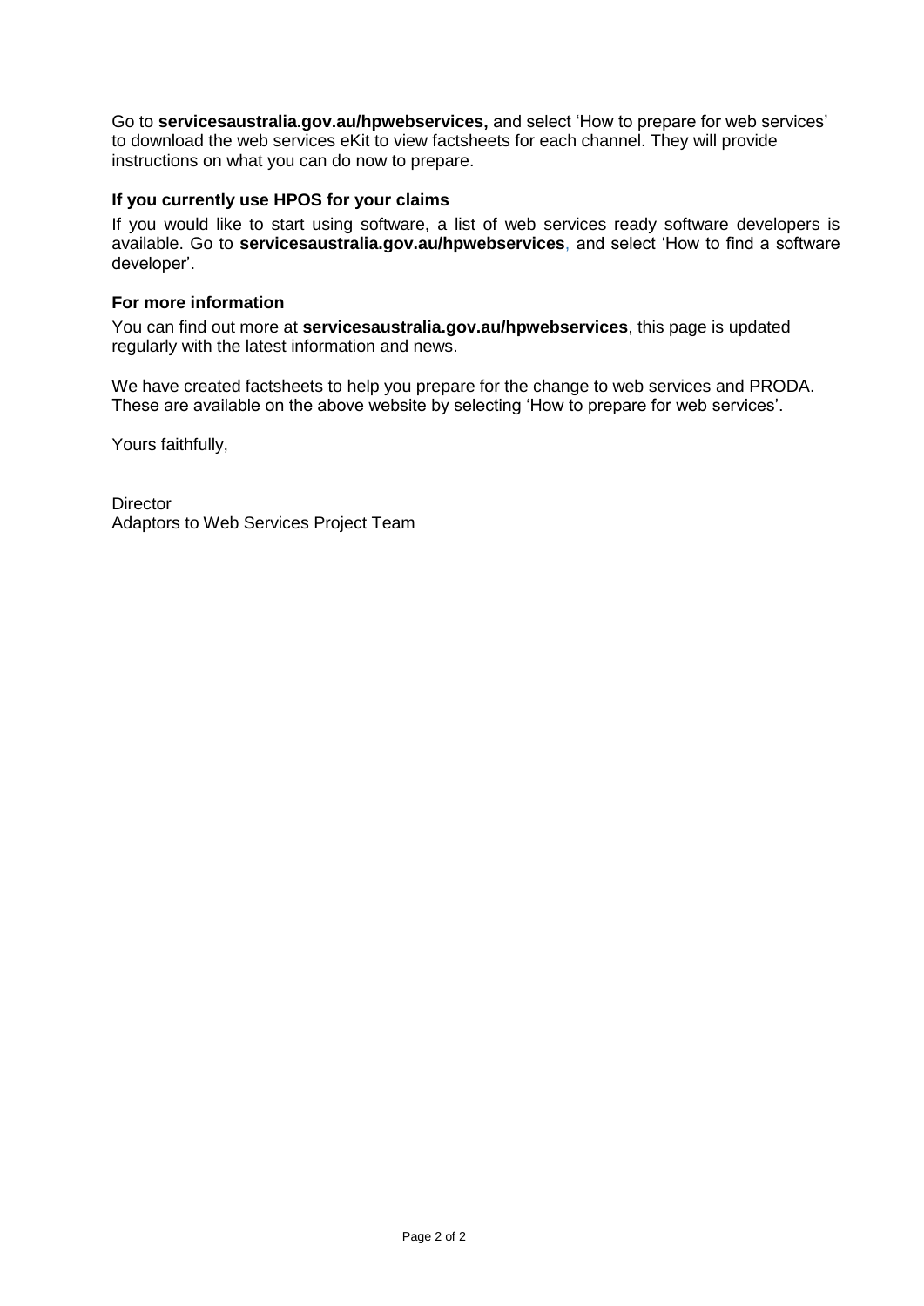Go to **servicesaustralia.gov.au/hpwebservices,** and select 'How to prepare for web services' to download the web services eKit to view factsheets for each channel. They will provide instructions on what you can do now to prepare.

**If you currently use HPOS for your claims**

If you would like to start using software, a list of web services ready software developers is available. Go to **servicesaustralia.gov.au/hpwebservices**, and select 'How to find a software developer'.

**For more information**

You can find out more at **servicesaustralia.gov.au/hpwebservices**, this page is updated regularly with the latest information and news.

We have created factsheets to help you prepare for the change to web services and PRODA. These are available on the above website by selecting 'How to prepare for web services'.

Yours faithfully,

Director
Adaptors to Web Services Project Team